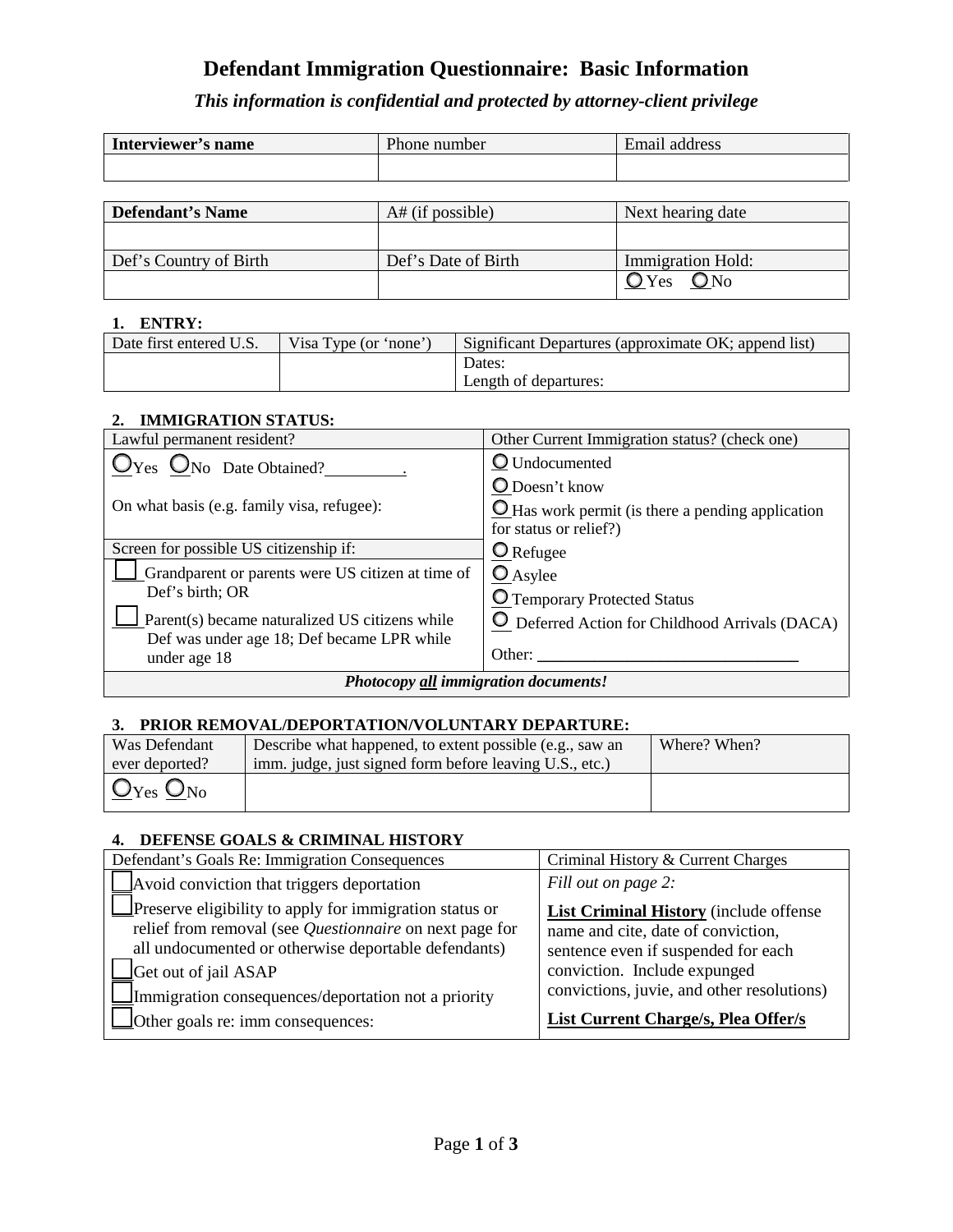# Defendant Immigration Questionnaire: Basic Information

***This information is confidential and protected by attorney-client privilege***

| **Interviewer's name** | Phone number | Email address |
|---|---|---|
| | | |

| **Defendant's Name** | A# (if possible) | Next hearing date |
|---|---|---|
| | | |
| Def's Country of Birth | Def's Date of Birth | Immigration Hold: |
| | | ○ Yes ○ No |

**1. ENTRY:**

| Date first entered U.S. | Visa Type (or 'none') | Significant Departures (approximate OK; append list) |
|---|---|---|
| | | Dates:<br>Length of departures: |

**2. IMMIGRATION STATUS:**

| Lawful permanent resident? | Other Current Immigration status? (check one) |
|---|---|
| ○ Yes ○ No Date Obtained?\_\_\_\_\_\_\_\_\_.<br><br>On what basis (e.g. family visa, refugee): | ○ Undocumented<br>○ Doesn't know<br>○ Has work permit (is there a pending application for status or relief?) |
| Screen for possible US citizenship if: | ○ Refugee |
| ☐ Grandparent or parents were US citizen at time of Def's birth; OR<br>☐ Parent(s) became naturalized US citizens while Def was under age 18; Def became LPR while under age 18 | ○ Asylee<br>○ Temporary Protected Status<br>○ Deferred Action for Childhood Arrivals (DACA)<br>Other: \_\_\_\_\_\_\_\_\_\_\_\_\_\_\_\_\_\_\_\_\_\_\_\_\_\_ |
| ***Photocopy all immigration documents!*** | |

**3. PRIOR REMOVAL/DEPORTATION/VOLUNTARY DEPARTURE:**

| Was Defendant ever deported? | Describe what happened, to extent possible (e.g., saw an imm. judge, just signed form before leaving U.S., etc.) | Where? When? |
|---|---|---|
| ○ Yes ○ No | | |

**4. DEFENSE GOALS & CRIMINAL HISTORY**

| Defendant's Goals Re: Immigration Consequences | Criminal History & Current Charges |
|---|---|
| ☐ Avoid conviction that triggers deportation<br>☐ Preserve eligibility to apply for immigration status or relief from removal (see *Questionnaire* on next page for all undocumented or otherwise deportable defendants)<br>☐ Get out of jail ASAP<br>☐ Immigration consequences/deportation not a priority<br>☐ Other goals re: imm consequences: | *Fill out on page 2:*<br>**List Criminal History** (include offense name and cite, date of conviction, sentence even if suspended for each conviction. Include expunged convictions, juvie, and other resolutions)<br>**List Current Charge/s, Plea Offer/s** |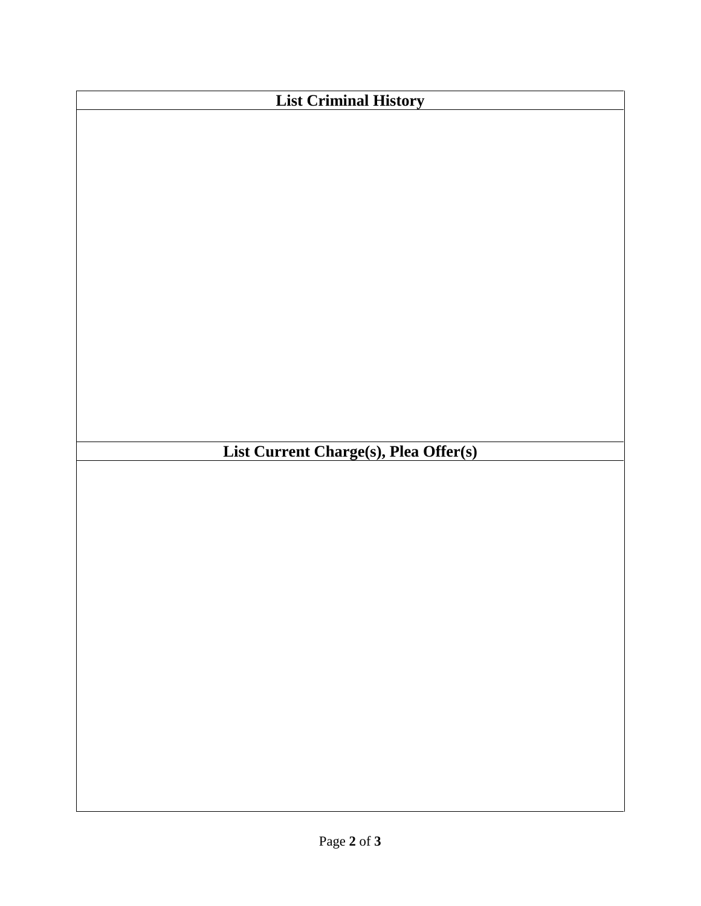| List Criminal History |
| --- |
| |

| List Current Charge(s), Plea Offer(s) |
| --- |
| |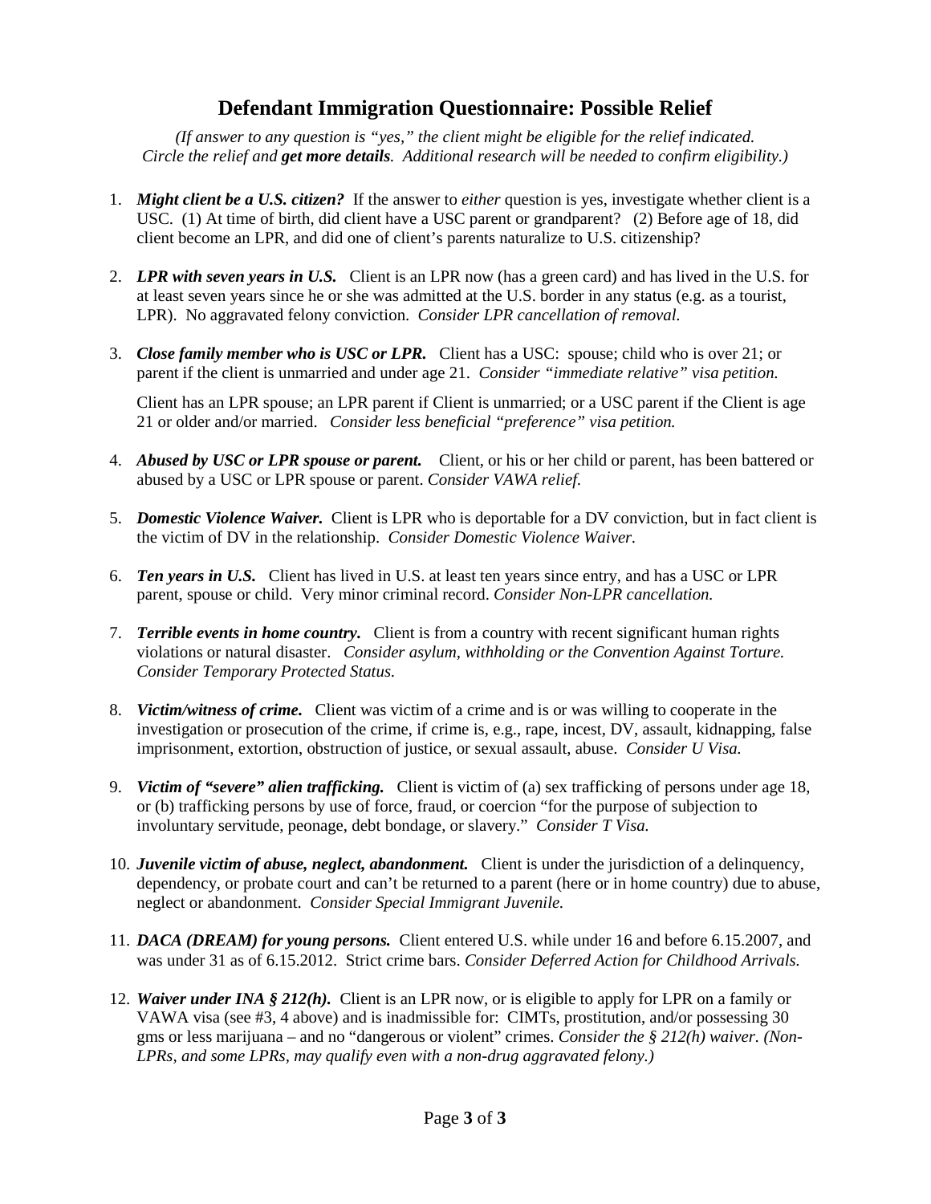## Defendant Immigration Questionnaire: Possible Relief

*(If answer to any question is "yes," the client might be eligible for the relief indicated. Circle the relief and **get more details**. Additional research will be needed to confirm eligibility.)*

1. ***Might client be a U.S. citizen?*** If the answer to *either* question is yes, investigate whether client is a USC. (1) At time of birth, did client have a USC parent or grandparent? (2) Before age of 18, did client become an LPR, and did one of client's parents naturalize to U.S. citizenship?

2. ***LPR with seven years in U.S.*** Client is an LPR now (has a green card) and has lived in the U.S. for at least seven years since he or she was admitted at the U.S. border in any status (e.g. as a tourist, LPR). No aggravated felony conviction. *Consider LPR cancellation of removal.*

3. ***Close family member who is USC or LPR.*** Client has a USC: spouse; child who is over 21; or parent if the client is unmarried and under age 21. *Consider "immediate relative" visa petition.*

   Client has an LPR spouse; an LPR parent if Client is unmarried; or a USC parent if the Client is age 21 or older and/or married. *Consider less beneficial "preference" visa petition.*

4. ***Abused by USC or LPR spouse or parent.*** Client, or his or her child or parent, has been battered or abused by a USC or LPR spouse or parent. *Consider VAWA relief.*

5. ***Domestic Violence Waiver.*** Client is LPR who is deportable for a DV conviction, but in fact client is the victim of DV in the relationship. *Consider Domestic Violence Waiver.*

6. ***Ten years in U.S.*** Client has lived in U.S. at least ten years since entry, and has a USC or LPR parent, spouse or child. Very minor criminal record. *Consider Non-LPR cancellation.*

7. ***Terrible events in home country.*** Client is from a country with recent significant human rights violations or natural disaster. *Consider asylum, withholding or the Convention Against Torture. Consider Temporary Protected Status.*

8. ***Victim/witness of crime.*** Client was victim of a crime and is or was willing to cooperate in the investigation or prosecution of the crime, if crime is, e.g., rape, incest, DV, assault, kidnapping, false imprisonment, extortion, obstruction of justice, or sexual assault, abuse. *Consider U Visa.*

9. ***Victim of "severe" alien trafficking.*** Client is victim of (a) sex trafficking of persons under age 18, or (b) trafficking persons by use of force, fraud, or coercion "for the purpose of subjection to involuntary servitude, peonage, debt bondage, or slavery." *Consider T Visa.*

10. ***Juvenile victim of abuse, neglect, abandonment.*** Client is under the jurisdiction of a delinquency, dependency, or probate court and can't be returned to a parent (here or in home country) due to abuse, neglect or abandonment. *Consider Special Immigrant Juvenile.*

11. ***DACA (DREAM) for young persons.*** Client entered U.S. while under 16 and before 6.15.2007, and was under 31 as of 6.15.2012. Strict crime bars. *Consider Deferred Action for Childhood Arrivals.*

12. ***Waiver under INA § 212(h).*** Client is an LPR now, or is eligible to apply for LPR on a family or VAWA visa (see #3, 4 above) and is inadmissible for: CIMTs, prostitution, and/or possessing 30 gms or less marijuana – and no "dangerous or violent" crimes. *Consider the § 212(h) waiver. (Non-LPRs, and some LPRs, may qualify even with a non-drug aggravated felony.)*